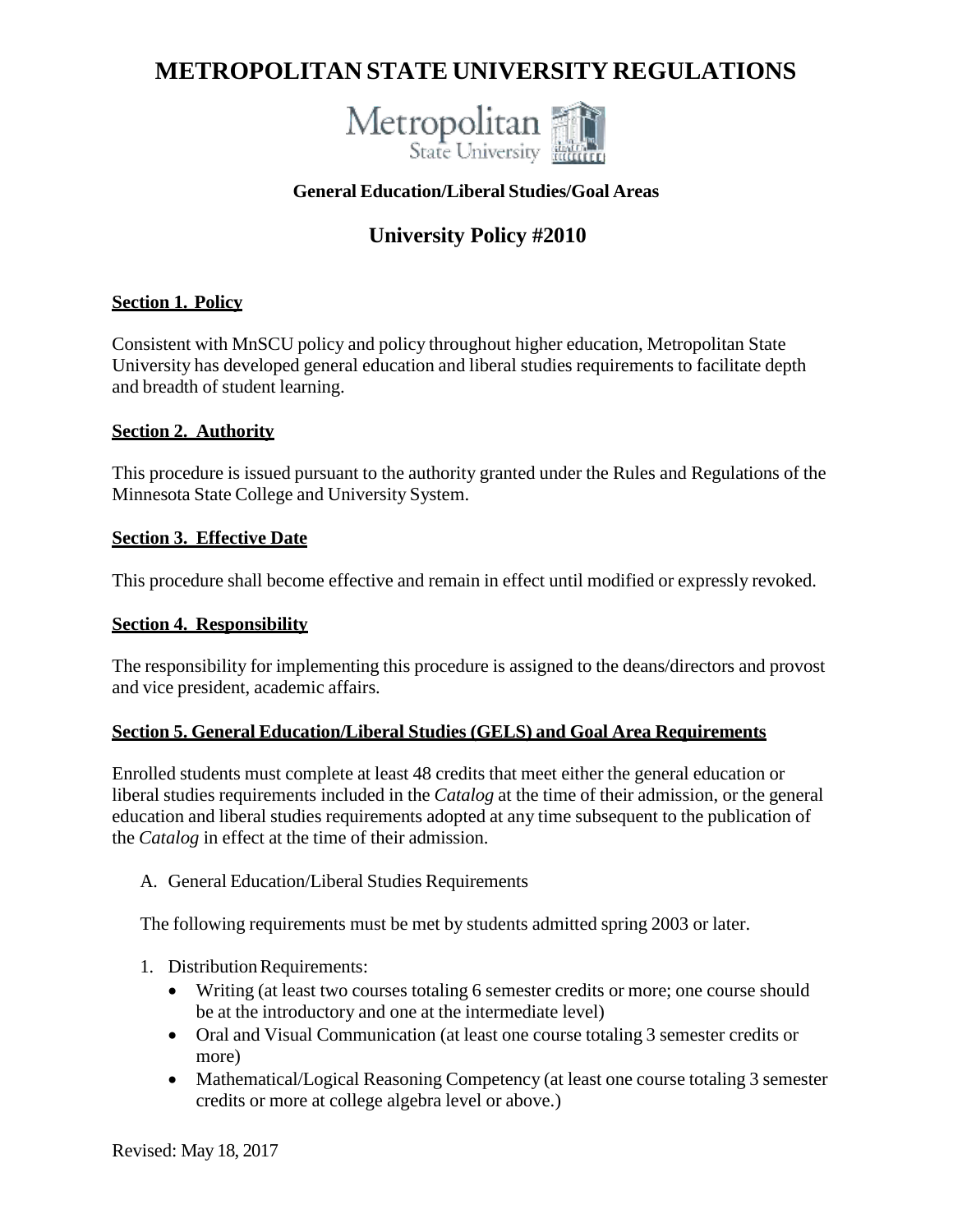# METROPOLITAN STATE UNIVERSITY REGULATIONS

### General Education/Liberal Studies/Goal Areas

## University Policy #2010

**Section 1. Policy**

Consistent with MnSCU policy and policy throughout higher education, Metropolitan State University has developed general education and liberal studies requirements to facilitate depth and breadth of student learning.

**Section 2. Authority**

This procedure is issued pursuant to the authority granted under the Rules and Regulations of the Minnesota State College and University System.

**Section 3. Effective Date**

This procedure shall become effective and remain in effect until modified or expressly revoked.

**Section 4. Responsibility**

The responsibility for implementing this procedure is assigned to the deans/directors and provost and vice president, academic affairs.

**Section 5. General Education/Liberal Studies (GELS) and Goal Area Requirements**

Enrolled students must complete at least 48 credits that meet either the general education or liberal studies requirements included in the *Catalog* at the time of their admission, or the general education and liberal studies requirements adopted at any time subsequent to the publication of the *Catalog* in effect at the time of their admission.

A. General Education/Liberal Studies Requirements

The following requirements must be met by students admitted spring 2003 or later.

1. Distribution Requirements:
   - Writing (at least two courses totaling 6 semester credits or more; one course should be at the introductory and one at the intermediate level)
   - Oral and Visual Communication (at least one course totaling 3 semester credits or more)
   - Mathematical/Logical Reasoning Competency (at least one course totaling 3 semester credits or more at college algebra level or above.)

Revised: May 18, 2017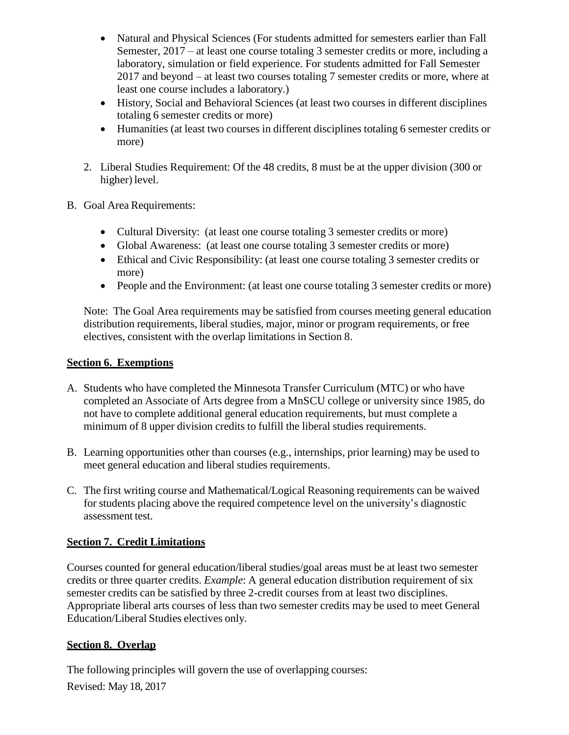- Natural and Physical Sciences (For students admitted for semesters earlier than Fall Semester, 2017 – at least one course totaling 3 semester credits or more, including a laboratory, simulation or field experience. For students admitted for Fall Semester 2017 and beyond – at least two courses totaling 7 semester credits or more, where at least one course includes a laboratory.)
- History, Social and Behavioral Sciences (at least two courses in different disciplines totaling 6 semester credits or more)
- Humanities (at least two courses in different disciplines totaling 6 semester credits or more)

2. Liberal Studies Requirement: Of the 48 credits, 8 must be at the upper division (300 or higher) level.

B. Goal Area Requirements:

- Cultural Diversity: (at least one course totaling 3 semester credits or more)
- Global Awareness: (at least one course totaling 3 semester credits or more)
- Ethical and Civic Responsibility: (at least one course totaling 3 semester credits or more)
- People and the Environment: (at least one course totaling 3 semester credits or more)

Note: The Goal Area requirements may be satisfied from courses meeting general education distribution requirements, liberal studies, major, minor or program requirements, or free electives, consistent with the overlap limitations in Section 8.

## **Section 6. Exemptions**

A. Students who have completed the Minnesota Transfer Curriculum (MTC) or who have completed an Associate of Arts degree from a MnSCU college or university since 1985, do not have to complete additional general education requirements, but must complete a minimum of 8 upper division credits to fulfill the liberal studies requirements.

B. Learning opportunities other than courses (e.g., internships, prior learning) may be used to meet general education and liberal studies requirements.

C. The first writing course and Mathematical/Logical Reasoning requirements can be waived for students placing above the required competence level on the university's diagnostic assessment test.

## **Section 7. Credit Limitations**

Courses counted for general education/liberal studies/goal areas must be at least two semester credits or three quarter credits. *Example*: A general education distribution requirement of six semester credits can be satisfied by three 2-credit courses from at least two disciplines. Appropriate liberal arts courses of less than two semester credits may be used to meet General Education/Liberal Studies electives only.

## **Section 8. Overlap**

The following principles will govern the use of overlapping courses:

Revised: May 18, 2017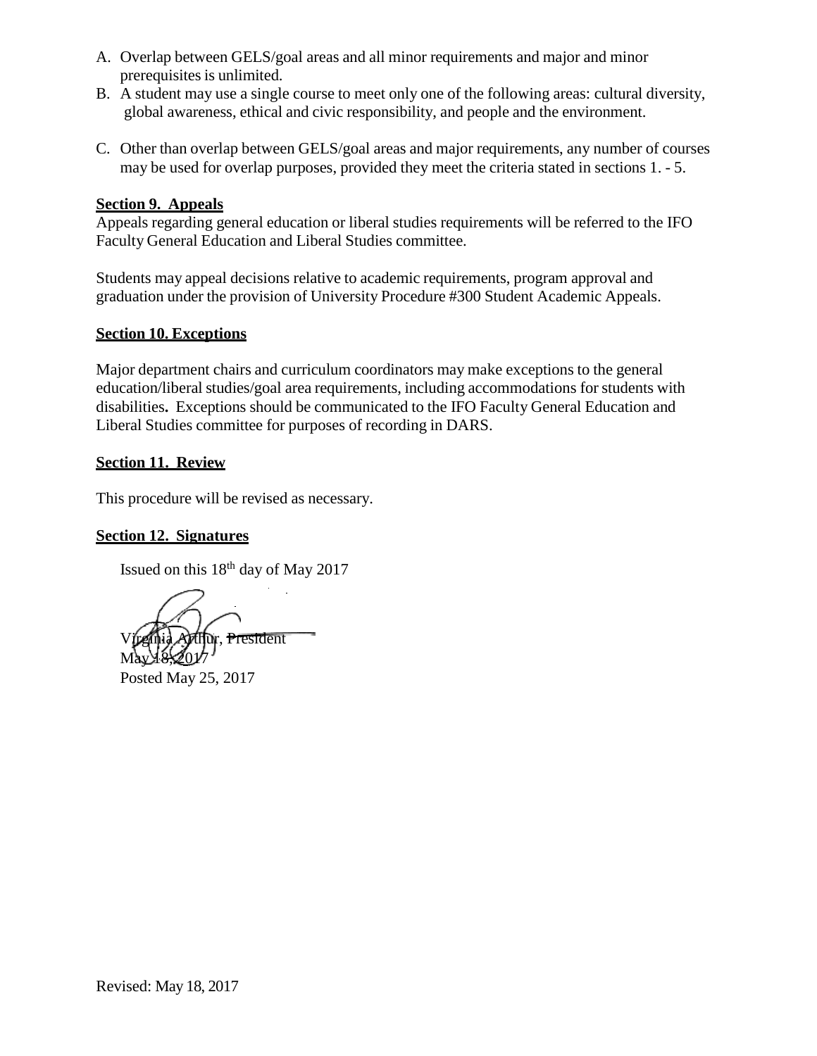A. Overlap between GELS/goal areas and all minor requirements and major and minor prerequisites is unlimited.
B. A student may use a single course to meet only one of the following areas: cultural diversity, global awareness, ethical and civic responsibility, and people and the environment.

C. Other than overlap between GELS/goal areas and major requirements, any number of courses may be used for overlap purposes, provided they meet the criteria stated in sections 1. - 5.

**Section 9. Appeals**

Appeals regarding general education or liberal studies requirements will be referred to the IFO Faculty General Education and Liberal Studies committee.

Students may appeal decisions relative to academic requirements, program approval and graduation under the provision of University Procedure #300 Student Academic Appeals.

**Section 10. Exceptions**

Major department chairs and curriculum coordinators may make exceptions to the general education/liberal studies/goal area requirements, including accommodations for students with disabilities**.** Exceptions should be communicated to the IFO Faculty General Education and Liberal Studies committee for purposes of recording in DARS.

**Section 11. Review**

This procedure will be revised as necessary.

**Section 12. Signatures**

Issued on this 18th day of May 2017

Virginia Arthur, President
May 18, 2017
Posted May 25, 2017

Revised: May 18, 2017